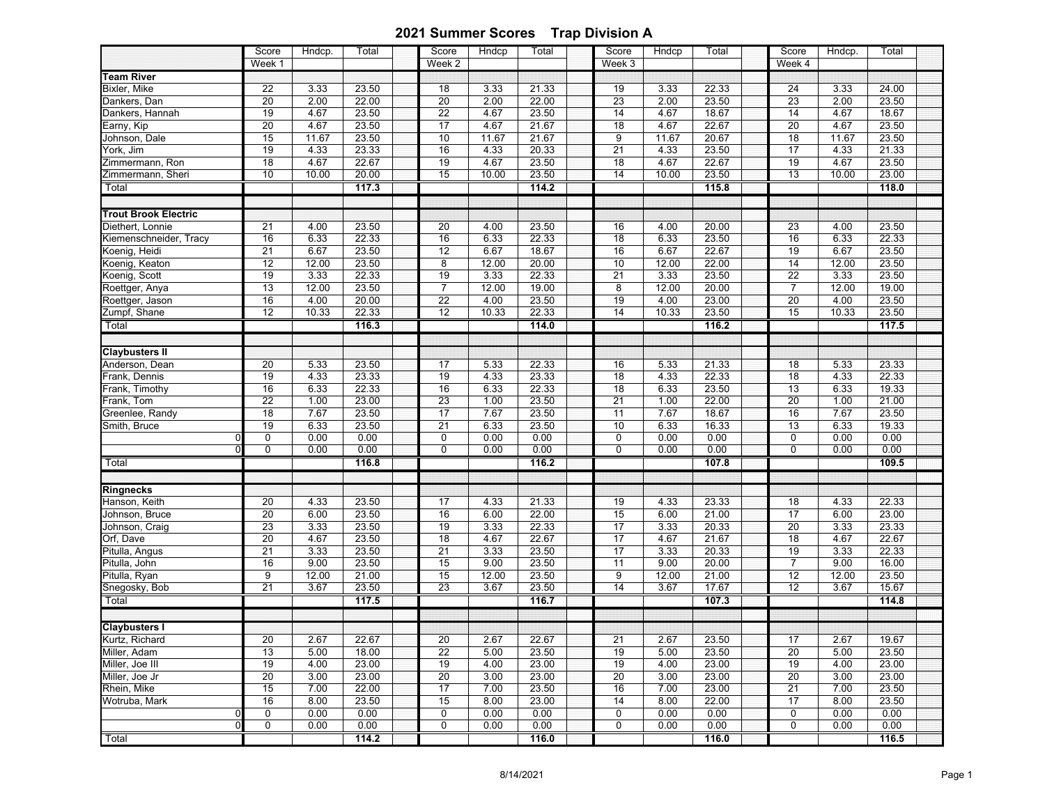# 2021 Summer Scores    Trap Division A

| | Score | Hndcp. | Total | Score | Hndcp | Total | Score | Hndcp | Total | Score | Hndcp. | Total |
|---|---|---|---|---|---|---|---|---|---|---|---|---|
| | Week 1 | | | Week 2 | | | Week 3 | | | Week 4 | | |
| **Team River** | | | | | | | | | | | | |
| Bixler, Mike | 22 | 3.33 | 23.50 | 18 | 3.33 | 21.33 | 19 | 3.33 | 22.33 | 24 | 3.33 | 24.00 |
| Dankers, Dan | 20 | 2.00 | 22.00 | 20 | 2.00 | 22.00 | 23 | 2.00 | 23.50 | 23 | 2.00 | 23.50 |
| Dankers, Hannah | 19 | 4.67 | 23.50 | 22 | 4.67 | 23.50 | 14 | 4.67 | 18.67 | 14 | 4.67 | 18.67 |
| Earny, Kip | 20 | 4.67 | 23.50 | 17 | 4.67 | 21.67 | 18 | 4.67 | 22.67 | 20 | 4.67 | 23.50 |
| Johnson, Dale | 15 | 11.67 | 23.50 | 10 | 11.67 | 21.67 | 9 | 11.67 | 20.67 | 18 | 11.67 | 23.50 |
| York, Jim | 19 | 4.33 | 23.33 | 16 | 4.33 | 20.33 | 21 | 4.33 | 23.50 | 17 | 4.33 | 21.33 |
| Zimmermann, Ron | 18 | 4.67 | 22.67 | 19 | 4.67 | 23.50 | 18 | 4.67 | 22.67 | 19 | 4.67 | 23.50 |
| Zimmermann, Sheri | 10 | 10.00 | 20.00 | 15 | 10.00 | 23.50 | 14 | 10.00 | 23.50 | 13 | 10.00 | 23.00 |
| Total | | | **117.3** | | | **114.2** | | | **115.8** | | | **118.0** |
| **Trout Brook Electric** | | | | | | | | | | | | |
| Diethert, Lonnie | 21 | 4.00 | 23.50 | 20 | 4.00 | 23.50 | 16 | 4.00 | 20.00 | 23 | 4.00 | 23.50 |
| Kiemenschneider, Tracy | 16 | 6.33 | 22.33 | 16 | 6.33 | 22.33 | 18 | 6.33 | 23.50 | 16 | 6.33 | 22.33 |
| Koenig, Heidi | 21 | 6.67 | 23.50 | 12 | 6.67 | 18.67 | 16 | 6.67 | 22.67 | 19 | 6.67 | 23.50 |
| Koenig, Keaton | 12 | 12.00 | 23.50 | 8 | 12.00 | 20.00 | 10 | 12.00 | 22.00 | 14 | 12.00 | 23.50 |
| Koenig, Scott | 19 | 3.33 | 22.33 | 19 | 3.33 | 22.33 | 21 | 3.33 | 23.50 | 22 | 3.33 | 23.50 |
| Roettger, Anya | 13 | 12.00 | 23.50 | 7 | 12.00 | 19.00 | 8 | 12.00 | 20.00 | 7 | 12.00 | 19.00 |
| Roettger, Jason | 16 | 4.00 | 20.00 | 22 | 4.00 | 23.50 | 19 | 4.00 | 23.00 | 20 | 4.00 | 23.50 |
| Zumpf, Shane | 12 | 10.33 | 22.33 | 12 | 10.33 | 22.33 | 14 | 10.33 | 23.50 | 15 | 10.33 | 23.50 |
| Total | | | **116.3** | | | **114.0** | | | **116.2** | | | **117.5** |
| **Claybusters II** | | | | | | | | | | | | |
| Anderson, Dean | 20 | 5.33 | 23.50 | 17 | 5.33 | 22.33 | 16 | 5.33 | 21.33 | 18 | 5.33 | 23.33 |
| Frank, Dennis | 19 | 4.33 | 23.33 | 19 | 4.33 | 23.33 | 18 | 4.33 | 22.33 | 18 | 4.33 | 22.33 |
| Frank, Timothy | 16 | 6.33 | 22.33 | 16 | 6.33 | 22.33 | 18 | 6.33 | 23.50 | 13 | 6.33 | 19.33 |
| Frank, Tom | 22 | 1.00 | 23.00 | 23 | 1.00 | 23.50 | 21 | 1.00 | 22.00 | 20 | 1.00 | 21.00 |
| Greenlee, Randy | 18 | 7.67 | 23.50 | 17 | 7.67 | 23.50 | 11 | 7.67 | 18.67 | 16 | 7.67 | 23.50 |
| Smith, Bruce | 19 | 6.33 | 23.50 | 21 | 6.33 | 23.50 | 10 | 6.33 | 16.33 | 13 | 6.33 | 19.33 |
| 0 | 0 | 0.00 | 0.00 | 0 | 0.00 | 0.00 | 0 | 0.00 | 0.00 | 0 | 0.00 | 0.00 |
| 0 | 0 | 0.00 | 0.00 | 0 | 0.00 | 0.00 | 0 | 0.00 | 0.00 | 0 | 0.00 | 0.00 |
| Total | | | **116.8** | | | **116.2** | | | **107.8** | | | **109.5** |
| **Ringnecks** | | | | | | | | | | | | |
| Hanson, Keith | 20 | 4.33 | 23.50 | 17 | 4.33 | 21.33 | 19 | 4.33 | 23.33 | 18 | 4.33 | 22.33 |
| Johnson, Bruce | 20 | 6.00 | 23.50 | 16 | 6.00 | 22.00 | 15 | 6.00 | 21.00 | 17 | 6.00 | 23.00 |
| Johnson, Craig | 23 | 3.33 | 23.50 | 19 | 3.33 | 22.33 | 17 | 3.33 | 20.33 | 20 | 3.33 | 23.33 |
| Orf, Dave | 20 | 4.67 | 23.50 | 18 | 4.67 | 22.67 | 17 | 4.67 | 21.67 | 18 | 4.67 | 22.67 |
| Pitulla, Angus | 21 | 3.33 | 23.50 | 21 | 3.33 | 23.50 | 17 | 3.33 | 20.33 | 19 | 3.33 | 22.33 |
| Pitulla, John | 16 | 9.00 | 23.50 | 15 | 9.00 | 23.50 | 11 | 9.00 | 20.00 | 7 | 9.00 | 16.00 |
| Pitulla, Ryan | 9 | 12.00 | 21.00 | 15 | 12.00 | 23.50 | 9 | 12.00 | 21.00 | 12 | 12.00 | 23.50 |
| Snegosky, Bob | 21 | 3.67 | 23.50 | 23 | 3.67 | 23.50 | 14 | 3.67 | 17.67 | 12 | 3.67 | 15.67 |
| Total | | | **117.5** | | | **116.7** | | | **107.3** | | | **114.8** |
| **Claybusters I** | | | | | | | | | | | | |
| Kurtz, Richard | 20 | 2.67 | 22.67 | 20 | 2.67 | 22.67 | 21 | 2.67 | 23.50 | 17 | 2.67 | 19.67 |
| Miller, Adam | 13 | 5.00 | 18.00 | 22 | 5.00 | 23.50 | 19 | 5.00 | 23.50 | 20 | 5.00 | 23.50 |
| Miller, Joe III | 19 | 4.00 | 23.00 | 19 | 4.00 | 23.00 | 19 | 4.00 | 23.00 | 19 | 4.00 | 23.00 |
| Miller, Joe Jr | 20 | 3.00 | 23.00 | 20 | 3.00 | 23.00 | 20 | 3.00 | 23.00 | 20 | 3.00 | 23.00 |
| Rhein, Mike | 15 | 7.00 | 22.00 | 17 | 7.00 | 23.50 | 16 | 7.00 | 23.00 | 21 | 7.00 | 23.50 |
| Wotruba, Mark | 16 | 8.00 | 23.50 | 15 | 8.00 | 23.00 | 14 | 8.00 | 22.00 | 17 | 8.00 | 23.50 |
| 0 | 0 | 0.00 | 0.00 | 0 | 0.00 | 0.00 | 0 | 0.00 | 0.00 | 0 | 0.00 | 0.00 |
| 0 | 0 | 0.00 | 0.00 | 0 | 0.00 | 0.00 | 0 | 0.00 | 0.00 | 0 | 0.00 | 0.00 |
| Total | | | **114.2** | | | **116.0** | | | **116.0** | | | **116.5** |

8/14/2021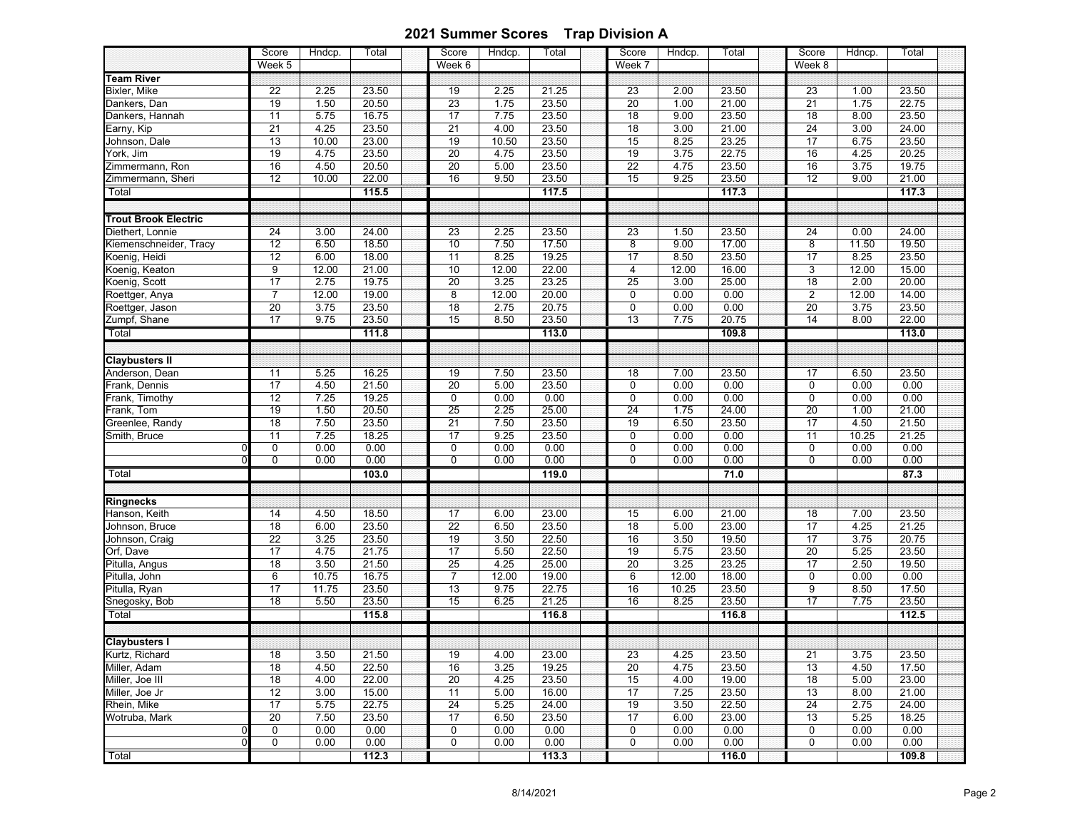# 2021 Summer Scores    Trap Division A

| | Score | Hndcp. | Total | | Score | Hndcp. | Total | | Score | Hndcp. | Total | | Score | Hdncp. | Total | |
|---|---|---|---|---|---|---|---|---|---|---|---|---|---|---|---|---|
| | Week 5 | | | | Week 6 | | | | Week 7 | | | | Week 8 | | | |
| **Team River** | | | | | | | | | | | | | | | | |
| Bixler, Mike | 22 | 2.25 | 23.50 | | 19 | 2.25 | 21.25 | | 23 | 2.00 | 23.50 | | 23 | 1.00 | 23.50 | |
| Dankers, Dan | 19 | 1.50 | 20.50 | | 23 | 1.75 | 23.50 | | 20 | 1.00 | 21.00 | | 21 | 1.75 | 22.75 | |
| Dankers, Hannah | 11 | 5.75 | 16.75 | | 17 | 7.75 | 23.50 | | 18 | 9.00 | 23.50 | | 18 | 8.00 | 23.50 | |
| Earny, Kip | 21 | 4.25 | 23.50 | | 21 | 4.00 | 23.50 | | 18 | 3.00 | 21.00 | | 24 | 3.00 | 24.00 | |
| Johnson, Dale | 13 | 10.00 | 23.00 | | 19 | 10.50 | 23.50 | | 15 | 8.25 | 23.25 | | 17 | 6.75 | 23.50 | |
| York, Jim | 19 | 4.75 | 23.50 | | 20 | 4.75 | 23.50 | | 19 | 3.75 | 22.75 | | 16 | 4.25 | 20.25 | |
| Zimmermann, Ron | 16 | 4.50 | 20.50 | | 20 | 5.00 | 23.50 | | 22 | 4.75 | 23.50 | | 16 | 3.75 | 19.75 | |
| Zimmermann, Sheri | 12 | 10.00 | 22.00 | | 16 | 9.50 | 23.50 | | 15 | 9.25 | 23.50 | | 12 | 9.00 | 21.00 | |
| Total | | | **115.5** | | | | **117.5** | | | | **117.3** | | | | **117.3** | |
| | | | | | | | | | | | | | | | | |
| **Trout Brook Electric** | | | | | | | | | | | | | | | | |
| Diethert, Lonnie | 24 | 3.00 | 24.00 | | 23 | 2.25 | 23.50 | | 23 | 1.50 | 23.50 | | 24 | 0.00 | 24.00 | |
| Kiemenschneider, Tracy | 12 | 6.50 | 18.50 | | 10 | 7.50 | 17.50 | | 8 | 9.00 | 17.00 | | 8 | 11.50 | 19.50 | |
| Koenig, Heidi | 12 | 6.00 | 18.00 | | 11 | 8.25 | 19.25 | | 17 | 8.50 | 23.50 | | 17 | 8.25 | 23.50 | |
| Koenig, Keaton | 9 | 12.00 | 21.00 | | 10 | 12.00 | 22.00 | | 4 | 12.00 | 16.00 | | 3 | 12.00 | 15.00 | |
| Koenig, Scott | 17 | 2.75 | 19.75 | | 20 | 3.25 | 23.25 | | 25 | 3.00 | 25.00 | | 18 | 2.00 | 20.00 | |
| Roettger, Anya | 7 | 12.00 | 19.00 | | 8 | 12.00 | 20.00 | | 0 | 0.00 | 0.00 | | 2 | 12.00 | 14.00 | |
| Roettger, Jason | 20 | 3.75 | 23.50 | | 18 | 2.75 | 20.75 | | 0 | 0.00 | 0.00 | | 20 | 3.75 | 23.50 | |
| Zumpf, Shane | 17 | 9.75 | 23.50 | | 15 | 8.50 | 23.50 | | 13 | 7.75 | 20.75 | | 14 | 8.00 | 22.00 | |
| Total | | | **111.8** | | | | **113.0** | | | | **109.8** | | | | **113.0** | |
| | | | | | | | | | | | | | | | | |
| **Claybusters II** | | | | | | | | | | | | | | | | |
| Anderson, Dean | 11 | 5.25 | 16.25 | | 19 | 7.50 | 23.50 | | 18 | 7.00 | 23.50 | | 17 | 6.50 | 23.50 | |
| Frank, Dennis | 17 | 4.50 | 21.50 | | 20 | 5.00 | 23.50 | | 0 | 0.00 | 0.00 | | 0 | 0.00 | 0.00 | |
| Frank, Timothy | 12 | 7.25 | 19.25 | | 0 | 0.00 | 0.00 | | 0 | 0.00 | 0.00 | | 0 | 0.00 | 0.00 | |
| Frank, Tom | 19 | 1.50 | 20.50 | | 25 | 2.25 | 25.00 | | 24 | 1.75 | 24.00 | | 20 | 1.00 | 21.00 | |
| Greenlee, Randy | 18 | 7.50 | 23.50 | | 21 | 7.50 | 23.50 | | 19 | 6.50 | 23.50 | | 17 | 4.50 | 21.50 | |
| Smith, Bruce | 11 | 7.25 | 18.25 | | 17 | 9.25 | 23.50 | | 0 | 0.00 | 0.00 | | 11 | 10.25 | 21.25 | |
| 0 | 0 | 0.00 | 0.00 | | 0 | 0.00 | 0.00 | | 0 | 0.00 | 0.00 | | 0 | 0.00 | 0.00 | |
| 0 | 0 | 0.00 | 0.00 | | 0 | 0.00 | 0.00 | | 0 | 0.00 | 0.00 | | 0 | 0.00 | 0.00 | |
| Total | | | **103.0** | | | | **119.0** | | | | **71.0** | | | | **87.3** | |
| | | | | | | | | | | | | | | | | |
| **Ringnecks** | | | | | | | | | | | | | | | | |
| Hanson, Keith | 14 | 4.50 | 18.50 | | 17 | 6.00 | 23.00 | | 15 | 6.00 | 21.00 | | 18 | 7.00 | 23.50 | |
| Johnson, Bruce | 18 | 6.00 | 23.50 | | 22 | 6.50 | 23.50 | | 18 | 5.00 | 23.00 | | 17 | 4.25 | 21.25 | |
| Johnson, Craig | 22 | 3.25 | 23.50 | | 19 | 3.50 | 22.50 | | 16 | 3.50 | 19.50 | | 17 | 3.75 | 20.75 | |
| Orf, Dave | 17 | 4.75 | 21.75 | | 17 | 5.50 | 22.50 | | 19 | 5.75 | 23.50 | | 20 | 5.25 | 23.50 | |
| Pitulla, Angus | 18 | 3.50 | 21.50 | | 25 | 4.25 | 25.00 | | 20 | 3.25 | 23.25 | | 17 | 2.50 | 19.50 | |
| Pitulla, John | 6 | 10.75 | 16.75 | | 7 | 12.00 | 19.00 | | 6 | 12.00 | 18.00 | | 0 | 0.00 | 0.00 | |
| Pitulla, Ryan | 17 | 11.75 | 23.50 | | 13 | 9.75 | 22.75 | | 16 | 10.25 | 23.50 | | 9 | 8.50 | 17.50 | |
| Snegosky, Bob | 18 | 5.50 | 23.50 | | 15 | 6.25 | 21.25 | | 16 | 8.25 | 23.50 | | 17 | 7.75 | 23.50 | |
| Total | | | **115.8** | | | | **116.8** | | | | **116.8** | | | | **112.5** | |
| | | | | | | | | | | | | | | | | |
| **Claybusters I** | | | | | | | | | | | | | | | | |
| Kurtz, Richard | 18 | 3.50 | 21.50 | | 19 | 4.00 | 23.00 | | 23 | 4.25 | 23.50 | | 21 | 3.75 | 23.50 | |
| Miller, Adam | 18 | 4.50 | 22.50 | | 16 | 3.25 | 19.25 | | 20 | 4.75 | 23.50 | | 13 | 4.50 | 17.50 | |
| Miller, Joe III | 18 | 4.00 | 22.00 | | 20 | 4.25 | 23.50 | | 15 | 4.00 | 19.00 | | 18 | 5.00 | 23.00 | |
| Miller, Joe Jr | 12 | 3.00 | 15.00 | | 11 | 5.00 | 16.00 | | 17 | 7.25 | 23.50 | | 13 | 8.00 | 21.00 | |
| Rhein, Mike | 17 | 5.75 | 22.75 | | 24 | 5.25 | 24.00 | | 19 | 3.50 | 22.50 | | 24 | 2.75 | 24.00 | |
| Wotruba, Mark | 20 | 7.50 | 23.50 | | 17 | 6.50 | 23.50 | | 17 | 6.00 | 23.00 | | 13 | 5.25 | 18.25 | |
| 0 | 0 | 0.00 | 0.00 | | 0 | 0.00 | 0.00 | | 0 | 0.00 | 0.00 | | 0 | 0.00 | 0.00 | |
| 0 | 0 | 0.00 | 0.00 | | 0 | 0.00 | 0.00 | | 0 | 0.00 | 0.00 | | 0 | 0.00 | 0.00 | |
| Total | | | **112.3** | | | | **113.3** | | | | **116.0** | | | | **109.8** | |

8/14/2021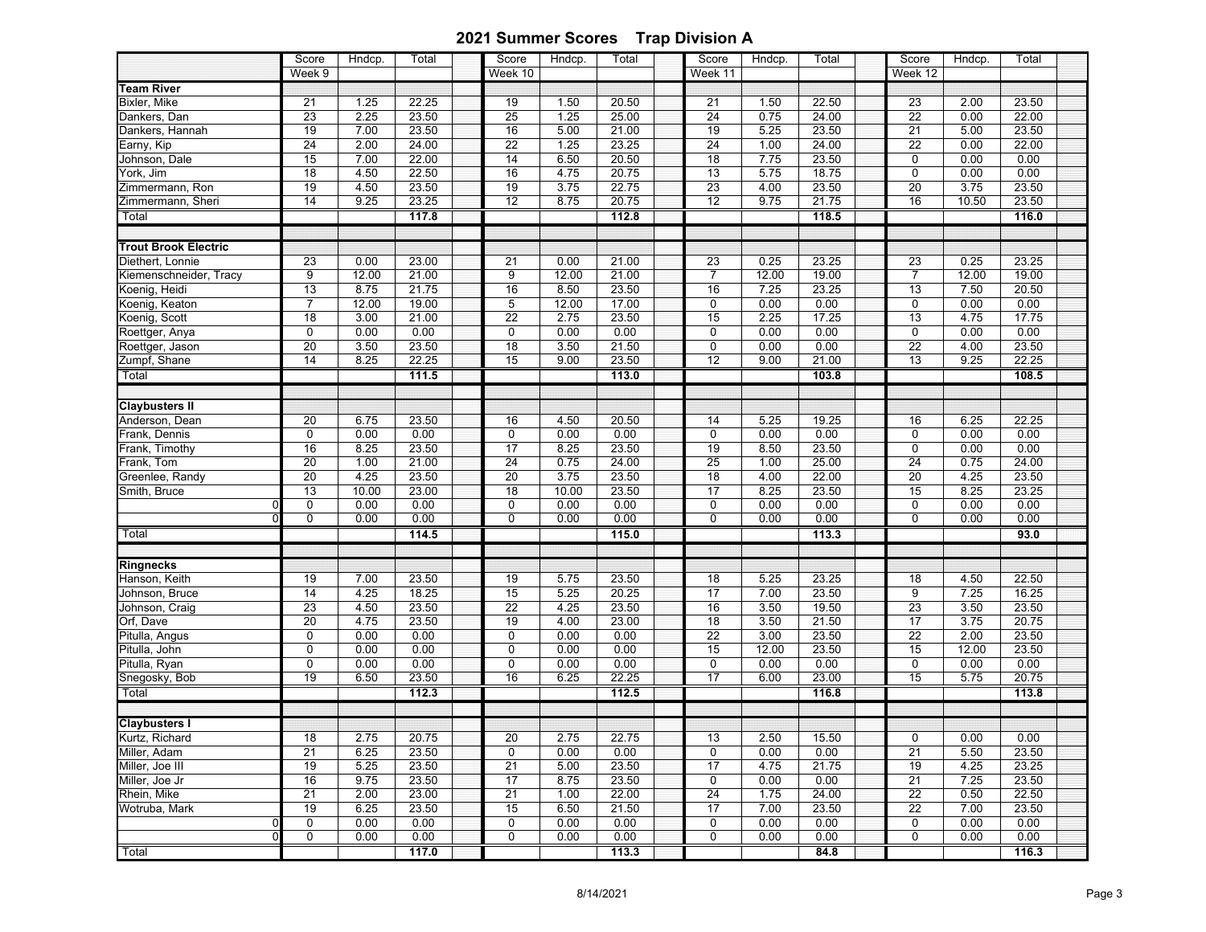# 2021 Summer Scores Trap Division A

| | Score | Hndcp. | Total | Score | Hndcp. | Total | Score | Hndcp. | Total | Score | Hndcp. | Total |
|---|---|---|---|---|---|---|---|---|---|---|---|---|
| | Week 9 | | | Week 10 | | | Week 11 | | | Week 12 | | |
| **Team River** | | | | | | | | | | | | |
| Bixler, Mike | 21 | 1.25 | 22.25 | 19 | 1.50 | 20.50 | 21 | 1.50 | 22.50 | 23 | 2.00 | 23.50 |
| Dankers, Dan | 23 | 2.25 | 23.50 | 25 | 1.25 | 25.00 | 24 | 0.75 | 24.00 | 22 | 0.00 | 22.00 |
| Dankers, Hannah | 19 | 7.00 | 23.50 | 16 | 5.00 | 21.00 | 19 | 5.25 | 23.50 | 21 | 5.00 | 23.50 |
| Earny, Kip | 24 | 2.00 | 24.00 | 22 | 1.25 | 23.25 | 24 | 1.00 | 24.00 | 22 | 0.00 | 22.00 |
| Johnson, Dale | 15 | 7.00 | 22.00 | 14 | 6.50 | 20.50 | 18 | 7.75 | 23.50 | 0 | 0.00 | 0.00 |
| York, Jim | 18 | 4.50 | 22.50 | 16 | 4.75 | 20.75 | 13 | 5.75 | 18.75 | 0 | 0.00 | 0.00 |
| Zimmermann, Ron | 19 | 4.50 | 23.50 | 19 | 3.75 | 22.75 | 23 | 4.00 | 23.50 | 20 | 3.75 | 23.50 |
| Zimmermann, Sheri | 14 | 9.25 | 23.25 | 12 | 8.75 | 20.75 | 12 | 9.75 | 21.75 | 16 | 10.50 | 23.50 |
| Total | | | 117.8 | | | 112.8 | | | 118.5 | | | 116.0 |
| **Trout Brook Electric** | | | | | | | | | | | | |
| Diethert, Lonnie | 23 | 0.00 | 23.00 | 21 | 0.00 | 21.00 | 23 | 0.25 | 23.25 | 23 | 0.25 | 23.25 |
| Kiemenschneider, Tracy | 9 | 12.00 | 21.00 | 9 | 12.00 | 21.00 | 7 | 12.00 | 19.00 | 7 | 12.00 | 19.00 |
| Koenig, Heidi | 13 | 8.75 | 21.75 | 16 | 8.50 | 23.50 | 16 | 7.25 | 23.25 | 13 | 7.50 | 20.50 |
| Koenig, Keaton | 7 | 12.00 | 19.00 | 5 | 12.00 | 17.00 | 0 | 0.00 | 0.00 | 0 | 0.00 | 0.00 |
| Koenig, Scott | 18 | 3.00 | 21.00 | 22 | 2.75 | 23.50 | 15 | 2.25 | 17.25 | 13 | 4.75 | 17.75 |
| Roettger, Anya | 0 | 0.00 | 0.00 | 0 | 0.00 | 0.00 | 0 | 0.00 | 0.00 | 0 | 0.00 | 0.00 |
| Roettger, Jason | 20 | 3.50 | 23.50 | 18 | 3.50 | 21.50 | 0 | 0.00 | 0.00 | 22 | 4.00 | 23.50 |
| Zumpf, Shane | 14 | 8.25 | 22.25 | 15 | 9.00 | 23.50 | 12 | 9.00 | 21.00 | 13 | 9.25 | 22.25 |
| Total | | | 111.5 | | | 113.0 | | | 103.8 | | | 108.5 |
| **Claybusters II** | | | | | | | | | | | | |
| Anderson, Dean | 20 | 6.75 | 23.50 | 16 | 4.50 | 20.50 | 14 | 5.25 | 19.25 | 16 | 6.25 | 22.25 |
| Frank, Dennis | 0 | 0.00 | 0.00 | 0 | 0.00 | 0.00 | 0 | 0.00 | 0.00 | 0 | 0.00 | 0.00 |
| Frank, Timothy | 16 | 8.25 | 23.50 | 17 | 8.25 | 23.50 | 19 | 8.50 | 23.50 | 0 | 0.00 | 0.00 |
| Frank, Tom | 20 | 1.00 | 21.00 | 24 | 0.75 | 24.00 | 25 | 1.00 | 25.00 | 24 | 0.75 | 24.00 |
| Greenlee, Randy | 20 | 4.25 | 23.50 | 20 | 3.75 | 23.50 | 18 | 4.00 | 22.00 | 20 | 4.25 | 23.50 |
| Smith, Bruce | 13 | 10.00 | 23.00 | 18 | 10.00 | 23.50 | 17 | 8.25 | 23.50 | 15 | 8.25 | 23.25 |
| 0 | 0 | 0.00 | 0.00 | 0 | 0.00 | 0.00 | 0 | 0.00 | 0.00 | 0 | 0.00 | 0.00 |
| 0 | 0 | 0.00 | 0.00 | 0 | 0.00 | 0.00 | 0 | 0.00 | 0.00 | 0 | 0.00 | 0.00 |
| Total | | | 114.5 | | | 115.0 | | | 113.3 | | | 93.0 |
| **Ringnecks** | | | | | | | | | | | | |
| Hanson, Keith | 19 | 7.00 | 23.50 | 19 | 5.75 | 23.50 | 18 | 5.25 | 23.25 | 18 | 4.50 | 22.50 |
| Johnson, Bruce | 14 | 4.25 | 18.25 | 15 | 5.25 | 20.25 | 17 | 7.00 | 23.50 | 9 | 7.25 | 16.25 |
| Johnson, Craig | 23 | 4.50 | 23.50 | 22 | 4.25 | 23.50 | 16 | 3.50 | 19.50 | 23 | 3.50 | 23.50 |
| Orf, Dave | 20 | 4.75 | 23.50 | 19 | 4.00 | 23.00 | 18 | 3.50 | 21.50 | 17 | 3.75 | 20.75 |
| Pitulla, Angus | 0 | 0.00 | 0.00 | 0 | 0.00 | 0.00 | 22 | 3.00 | 23.50 | 22 | 2.00 | 23.50 |
| Pitulla, John | 0 | 0.00 | 0.00 | 0 | 0.00 | 0.00 | 15 | 12.00 | 23.50 | 15 | 12.00 | 23.50 |
| Pitulla, Ryan | 0 | 0.00 | 0.00 | 0 | 0.00 | 0.00 | 0 | 0.00 | 0.00 | 0 | 0.00 | 0.00 |
| Snegosky, Bob | 19 | 6.50 | 23.50 | 16 | 6.25 | 22.25 | 17 | 6.00 | 23.00 | 15 | 5.75 | 20.75 |
| Total | | | 112.3 | | | 112.5 | | | 116.8 | | | 113.8 |
| **Claybusters I** | | | | | | | | | | | | |
| Kurtz, Richard | 18 | 2.75 | 20.75 | 20 | 2.75 | 22.75 | 13 | 2.50 | 15.50 | 0 | 0.00 | 0.00 |
| Miller, Adam | 21 | 6.25 | 23.50 | 0 | 0.00 | 0.00 | 0 | 0.00 | 0.00 | 21 | 5.50 | 23.50 |
| Miller, Joe III | 19 | 5.25 | 23.50 | 21 | 5.00 | 23.50 | 17 | 4.75 | 21.75 | 19 | 4.25 | 23.25 |
| Miller, Joe Jr | 16 | 9.75 | 23.50 | 17 | 8.75 | 23.50 | 0 | 0.00 | 0.00 | 21 | 7.25 | 23.50 |
| Rhein, Mike | 21 | 2.00 | 23.00 | 21 | 1.00 | 22.00 | 24 | 1.75 | 24.00 | 22 | 0.50 | 22.50 |
| Wotruba, Mark | 19 | 6.25 | 23.50 | 15 | 6.50 | 21.50 | 17 | 7.00 | 23.50 | 22 | 7.00 | 23.50 |
| 0 | 0 | 0.00 | 0.00 | 0 | 0.00 | 0.00 | 0 | 0.00 | 0.00 | 0 | 0.00 | 0.00 |
| 0 | 0 | 0.00 | 0.00 | 0 | 0.00 | 0.00 | 0 | 0.00 | 0.00 | 0 | 0.00 | 0.00 |
| Total | | | 117.0 | | | 113.3 | | | 84.8 | | | 116.3 |

8/14/2021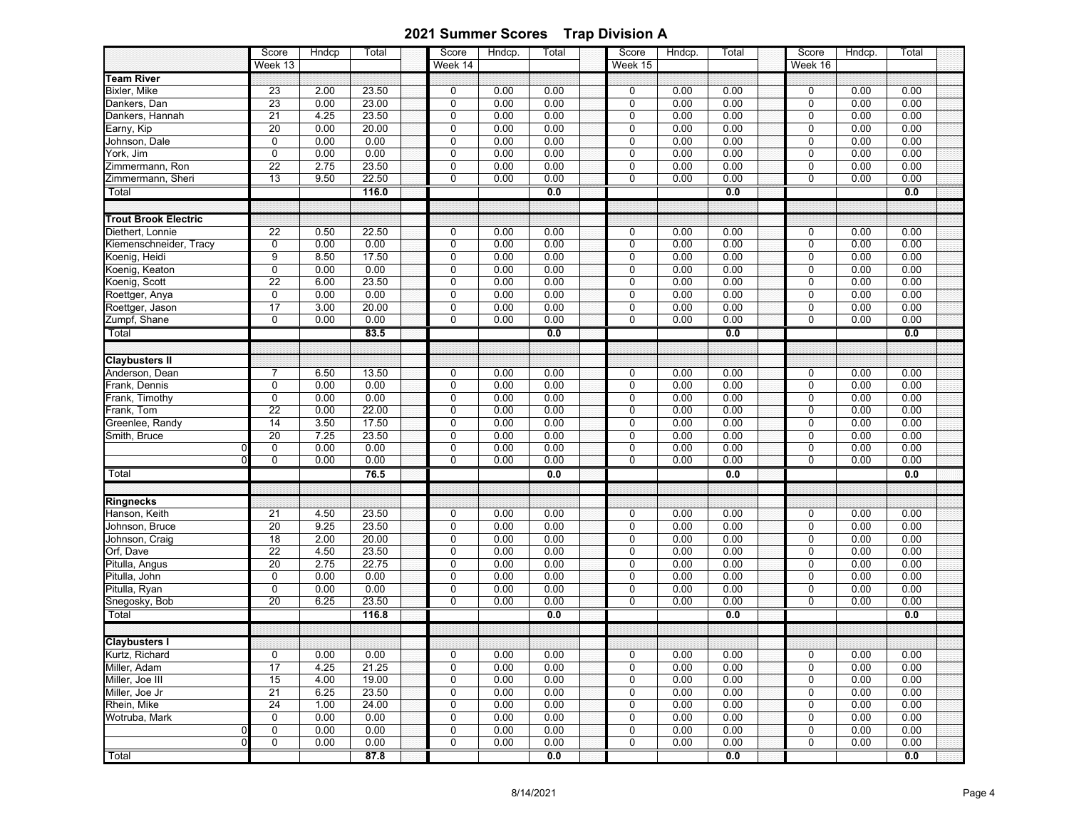# 2021 Summer Scores Trap Division A

| | Score | Hndcp | Total | | Score | Hndcp. | Total | | Score | Hndcp. | Total | | Score | Hndcp. | Total | |
|---|---|---|---|---|---|---|---|---|---|---|---|---|---|---|---|---|
| | Week 13 | | | | Week 14 | | | | Week 15 | | | | Week 16 | | | |
| **Team River** | | | | | | | | | | | | | | | | |
| Bixler, Mike | 23 | 2.00 | 23.50 | | 0 | 0.00 | 0.00 | | 0 | 0.00 | 0.00 | | 0 | 0.00 | 0.00 | |
| Dankers, Dan | 23 | 0.00 | 23.00 | | 0 | 0.00 | 0.00 | | 0 | 0.00 | 0.00 | | 0 | 0.00 | 0.00 | |
| Dankers, Hannah | 21 | 4.25 | 23.50 | | 0 | 0.00 | 0.00 | | 0 | 0.00 | 0.00 | | 0 | 0.00 | 0.00 | |
| Earny, Kip | 20 | 0.00 | 20.00 | | 0 | 0.00 | 0.00 | | 0 | 0.00 | 0.00 | | 0 | 0.00 | 0.00 | |
| Johnson, Dale | 0 | 0.00 | 0.00 | | 0 | 0.00 | 0.00 | | 0 | 0.00 | 0.00 | | 0 | 0.00 | 0.00 | |
| York, Jim | 0 | 0.00 | 0.00 | | 0 | 0.00 | 0.00 | | 0 | 0.00 | 0.00 | | 0 | 0.00 | 0.00 | |
| Zimmermann, Ron | 22 | 2.75 | 23.50 | | 0 | 0.00 | 0.00 | | 0 | 0.00 | 0.00 | | 0 | 0.00 | 0.00 | |
| Zimmermann, Sheri | 13 | 9.50 | 22.50 | | 0 | 0.00 | 0.00 | | 0 | 0.00 | 0.00 | | 0 | 0.00 | 0.00 | |
| Total | | | **116.0** | | | | **0.0** | | | | **0.0** | | | | **0.0** | |
| **Trout Brook Electric** | | | | | | | | | | | | | | | | |
| Diethert, Lonnie | 22 | 0.50 | 22.50 | | 0 | 0.00 | 0.00 | | 0 | 0.00 | 0.00 | | 0 | 0.00 | 0.00 | |
| Kiemenschneider, Tracy | 0 | 0.00 | 0.00 | | 0 | 0.00 | 0.00 | | 0 | 0.00 | 0.00 | | 0 | 0.00 | 0.00 | |
| Koenig, Heidi | 9 | 8.50 | 17.50 | | 0 | 0.00 | 0.00 | | 0 | 0.00 | 0.00 | | 0 | 0.00 | 0.00 | |
| Koenig, Keaton | 0 | 0.00 | 0.00 | | 0 | 0.00 | 0.00 | | 0 | 0.00 | 0.00 | | 0 | 0.00 | 0.00 | |
| Koenig, Scott | 22 | 6.00 | 23.50 | | 0 | 0.00 | 0.00 | | 0 | 0.00 | 0.00 | | 0 | 0.00 | 0.00 | |
| Roettger, Anya | 0 | 0.00 | 0.00 | | 0 | 0.00 | 0.00 | | 0 | 0.00 | 0.00 | | 0 | 0.00 | 0.00 | |
| Roettger, Jason | 17 | 3.00 | 20.00 | | 0 | 0.00 | 0.00 | | 0 | 0.00 | 0.00 | | 0 | 0.00 | 0.00 | |
| Zumpf, Shane | 0 | 0.00 | 0.00 | | 0 | 0.00 | 0.00 | | 0 | 0.00 | 0.00 | | 0 | 0.00 | 0.00 | |
| Total | | | **83.5** | | | | **0.0** | | | | **0.0** | | | | **0.0** | |
| **Claybusters II** | | | | | | | | | | | | | | | | |
| Anderson, Dean | 7 | 6.50 | 13.50 | | 0 | 0.00 | 0.00 | | 0 | 0.00 | 0.00 | | 0 | 0.00 | 0.00 | |
| Frank, Dennis | 0 | 0.00 | 0.00 | | 0 | 0.00 | 0.00 | | 0 | 0.00 | 0.00 | | 0 | 0.00 | 0.00 | |
| Frank, Timothy | 0 | 0.00 | 0.00 | | 0 | 0.00 | 0.00 | | 0 | 0.00 | 0.00 | | 0 | 0.00 | 0.00 | |
| Frank, Tom | 22 | 0.00 | 22.00 | | 0 | 0.00 | 0.00 | | 0 | 0.00 | 0.00 | | 0 | 0.00 | 0.00 | |
| Greenlee, Randy | 14 | 3.50 | 17.50 | | 0 | 0.00 | 0.00 | | 0 | 0.00 | 0.00 | | 0 | 0.00 | 0.00 | |
| Smith, Bruce | 20 | 7.25 | 23.50 | | 0 | 0.00 | 0.00 | | 0 | 0.00 | 0.00 | | 0 | 0.00 | 0.00 | |
| 0 | 0 | 0.00 | 0.00 | | 0 | 0.00 | 0.00 | | 0 | 0.00 | 0.00 | | 0 | 0.00 | 0.00 | |
| 0 | 0 | 0.00 | 0.00 | | 0 | 0.00 | 0.00 | | 0 | 0.00 | 0.00 | | 0 | 0.00 | 0.00 | |
| Total | | | **76.5** | | | | **0.0** | | | | **0.0** | | | | **0.0** | |
| **Ringnecks** | | | | | | | | | | | | | | | | |
| Hanson, Keith | 21 | 4.50 | 23.50 | | 0 | 0.00 | 0.00 | | 0 | 0.00 | 0.00 | | 0 | 0.00 | 0.00 | |
| Johnson, Bruce | 20 | 9.25 | 23.50 | | 0 | 0.00 | 0.00 | | 0 | 0.00 | 0.00 | | 0 | 0.00 | 0.00 | |
| Johnson, Craig | 18 | 2.00 | 20.00 | | 0 | 0.00 | 0.00 | | 0 | 0.00 | 0.00 | | 0 | 0.00 | 0.00 | |
| Orf, Dave | 22 | 4.50 | 23.50 | | 0 | 0.00 | 0.00 | | 0 | 0.00 | 0.00 | | 0 | 0.00 | 0.00 | |
| Pitulla, Angus | 20 | 2.75 | 22.75 | | 0 | 0.00 | 0.00 | | 0 | 0.00 | 0.00 | | 0 | 0.00 | 0.00 | |
| Pitulla, John | 0 | 0.00 | 0.00 | | 0 | 0.00 | 0.00 | | 0 | 0.00 | 0.00 | | 0 | 0.00 | 0.00 | |
| Pitulla, Ryan | 0 | 0.00 | 0.00 | | 0 | 0.00 | 0.00 | | 0 | 0.00 | 0.00 | | 0 | 0.00 | 0.00 | |
| Snegosky, Bob | 20 | 6.25 | 23.50 | | 0 | 0.00 | 0.00 | | 0 | 0.00 | 0.00 | | 0 | 0.00 | 0.00 | |
| Total | | | **116.8** | | | | **0.0** | | | | **0.0** | | | | **0.0** | |
| **Claybusters I** | | | | | | | | | | | | | | | | |
| Kurtz, Richard | 0 | 0.00 | 0.00 | | 0 | 0.00 | 0.00 | | 0 | 0.00 | 0.00 | | 0 | 0.00 | 0.00 | |
| Miller, Adam | 17 | 4.25 | 21.25 | | 0 | 0.00 | 0.00 | | 0 | 0.00 | 0.00 | | 0 | 0.00 | 0.00 | |
| Miller, Joe III | 15 | 4.00 | 19.00 | | 0 | 0.00 | 0.00 | | 0 | 0.00 | 0.00 | | 0 | 0.00 | 0.00 | |
| Miller, Joe Jr | 21 | 6.25 | 23.50 | | 0 | 0.00 | 0.00 | | 0 | 0.00 | 0.00 | | 0 | 0.00 | 0.00 | |
| Rhein, Mike | 24 | 1.00 | 24.00 | | 0 | 0.00 | 0.00 | | 0 | 0.00 | 0.00 | | 0 | 0.00 | 0.00 | |
| Wotruba, Mark | 0 | 0.00 | 0.00 | | 0 | 0.00 | 0.00 | | 0 | 0.00 | 0.00 | | 0 | 0.00 | 0.00 | |
| 0 | 0 | 0.00 | 0.00 | | 0 | 0.00 | 0.00 | | 0 | 0.00 | 0.00 | | 0 | 0.00 | 0.00 | |
| 0 | 0 | 0.00 | 0.00 | | 0 | 0.00 | 0.00 | | 0 | 0.00 | 0.00 | | 0 | 0.00 | 0.00 | |
| Total | | | **87.8** | | | | **0.0** | | | | **0.0** | | | | **0.0** | |

8/14/2021